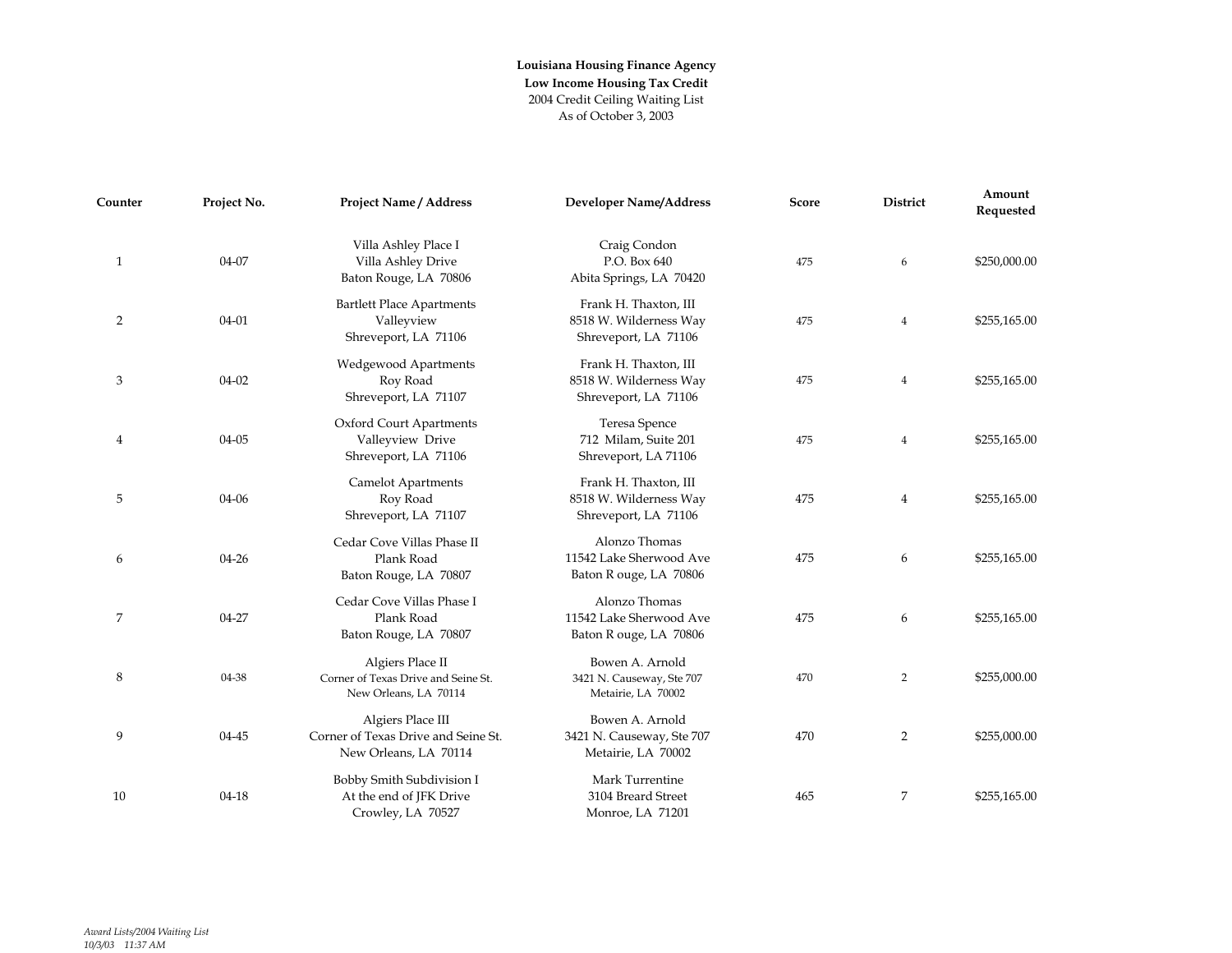**Louisiana Housing Finance Agency**
**Low Income Housing Tax Credit**
2004 Credit Ceiling Waiting List
As of October 3, 2003

| Counter | Project No. | Project Name / Address | Developer Name/Address | Score | District | Amount Requested |
|---|---|---|---|---|---|---|
| 1 | 04-07 | Villa Ashley Place I<br>Villa Ashley Drive<br>Baton Rouge, LA 70806 | Craig Condon<br>P.O. Box 640<br>Abita Springs, LA 70420 | 475 | 6 | $250,000.00 |
| 2 | 04-01 | Bartlett Place Apartments<br>Valleyview<br>Shreveport, LA 71106 | Frank H. Thaxton, III<br>8518 W. Wilderness Way<br>Shreveport, LA 71106 | 475 | 4 | $255,165.00 |
| 3 | 04-02 | Wedgewood Apartments<br>Roy Road<br>Shreveport, LA 71107 | Frank H. Thaxton, III<br>8518 W. Wilderness Way<br>Shreveport, LA 71106 | 475 | 4 | $255,165.00 |
| 4 | 04-05 | Oxford Court Apartments<br>Valleyview Drive<br>Shreveport, LA 71106 | Teresa Spence<br>712 Milam, Suite 201<br>Shreveport, LA 71106 | 475 | 4 | $255,165.00 |
| 5 | 04-06 | Camelot Apartments<br>Roy Road<br>Shreveport, LA 71107 | Frank H. Thaxton, III<br>8518 W. Wilderness Way<br>Shreveport, LA 71106 | 475 | 4 | $255,165.00 |
| 6 | 04-26 | Cedar Cove Villas Phase II<br>Plank Road<br>Baton Rouge, LA 70807 | Alonzo Thomas<br>11542 Lake Sherwood Ave<br>Baton R ouge, LA 70806 | 475 | 6 | $255,165.00 |
| 7 | 04-27 | Cedar Cove Villas Phase I<br>Plank Road<br>Baton Rouge, LA 70807 | Alonzo Thomas<br>11542 Lake Sherwood Ave<br>Baton R ouge, LA 70806 | 475 | 6 | $255,165.00 |
| 8 | 04-38 | Algiers Place II<br>Corner of Texas Drive and Seine St.<br>New Orleans, LA 70114 | Bowen A. Arnold<br>3421 N. Causeway, Ste 707<br>Metairie, LA 70002 | 470 | 2 | $255,000.00 |
| 9 | 04-45 | Algiers Place III<br>Corner of Texas Drive and Seine St.<br>New Orleans, LA 70114 | Bowen A. Arnold<br>3421 N. Causeway, Ste 707<br>Metairie, LA 70002 | 470 | 2 | $255,000.00 |
| 10 | 04-18 | Bobby Smith Subdivision I<br>At the end of JFK Drive<br>Crowley, LA 70527 | Mark Turrentine<br>3104 Breard Street<br>Monroe, LA 71201 | 465 | 7 | $255,165.00 |

*Award Lists/2004 Waiting List*
*10/3/03 11:37 AM*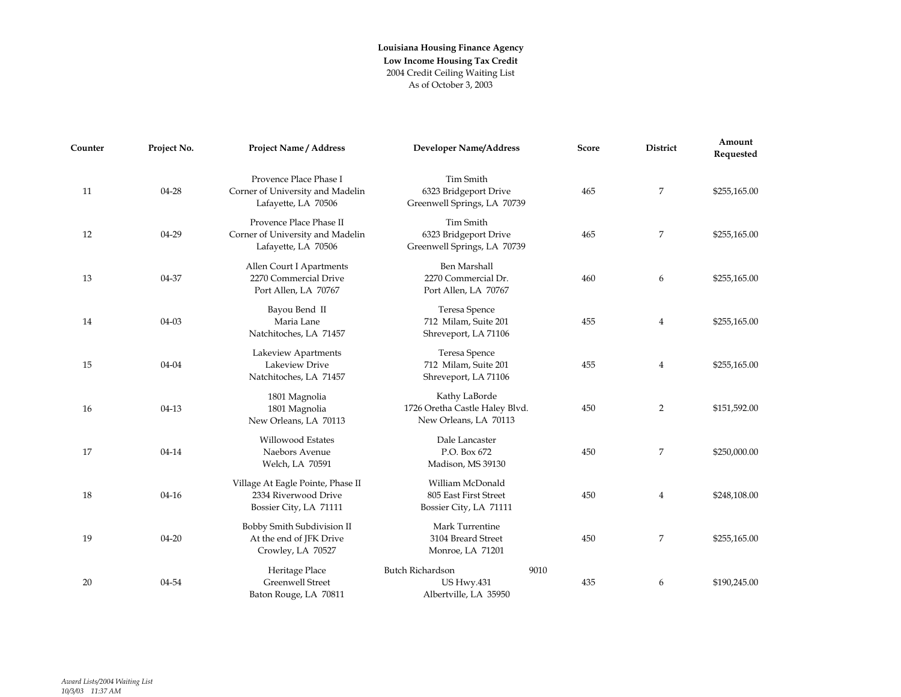**Louisiana Housing Finance Agency**
**Low Income Housing Tax Credit**
2004 Credit Ceiling Waiting List
As of October 3, 2003

| Counter | Project No. | Project Name / Address | Developer Name/Address | Score | District | Amount Requested |
|---|---|---|---|---|---|---|
| 11 | 04-28 | Provence Place Phase I<br>Corner of University and Madelin<br>Lafayette, LA 70506 | Tim Smith<br>6323 Bridgeport Drive<br>Greenwell Springs, LA 70739 | 465 | 7 | $255,165.00 |
| 12 | 04-29 | Provence Place Phase II<br>Corner of University and Madelin<br>Lafayette, LA 70506 | Tim Smith<br>6323 Bridgeport Drive<br>Greenwell Springs, LA 70739 | 465 | 7 | $255,165.00 |
| 13 | 04-37 | Allen Court I Apartments<br>2270 Commercial Drive<br>Port Allen, LA 70767 | Ben Marshall<br>2270 Commercial Dr.<br>Port Allen, LA 70767 | 460 | 6 | $255,165.00 |
| 14 | 04-03 | Bayou Bend II<br>Maria Lane<br>Natchitoches, LA 71457 | Teresa Spence<br>712 Milam, Suite 201<br>Shreveport, LA 71106 | 455 | 4 | $255,165.00 |
| 15 | 04-04 | Lakeview Apartments<br>Lakeview Drive<br>Natchitoches, LA 71457 | Teresa Spence<br>712 Milam, Suite 201<br>Shreveport, LA 71106 | 455 | 4 | $255,165.00 |
| 16 | 04-13 | 1801 Magnolia<br>1801 Magnolia<br>New Orleans, LA 70113 | Kathy LaBorde<br>1726 Oretha Castle Haley Blvd.<br>New Orleans, LA 70113 | 450 | 2 | $151,592.00 |
| 17 | 04-14 | Willowood Estates<br>Naebors Avenue<br>Welch, LA 70591 | Dale Lancaster<br>P.O. Box 672<br>Madison, MS 39130 | 450 | 7 | $250,000.00 |
| 18 | 04-16 | Village At Eagle Pointe, Phase II<br>2334 Riverwood Drive<br>Bossier City, LA 71111 | William McDonald<br>805 East First Street<br>Bossier City, LA 71111 | 450 | 4 | $248,108.00 |
| 19 | 04-20 | Bobby Smith Subdivision II<br>At the end of JFK Drive<br>Crowley, LA 70527 | Mark Turrentine<br>3104 Breard Street<br>Monroe, LA 71201 | 450 | 7 | $255,165.00 |
| 20 | 04-54 | Heritage Place<br>Greenwell Street<br>Baton Rouge, LA 70811 | Butch Richardson 9010<br>US Hwy.431<br>Albertville, LA 35950 | 435 | 6 | $190,245.00 |

*Award Lists/2004 Waiting List*
*10/3/03 11:37 AM*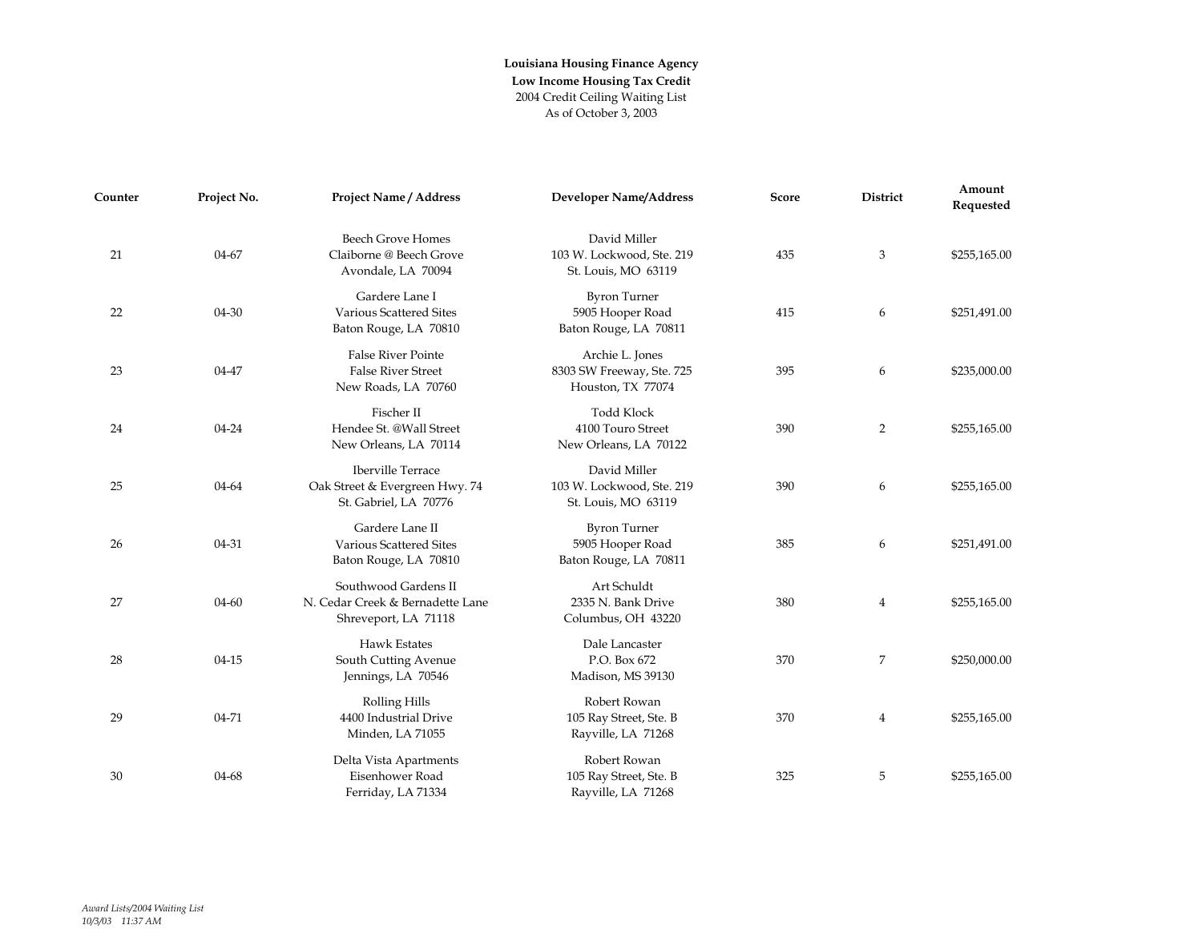**Louisiana Housing Finance Agency**
**Low Income Housing Tax Credit**
2004 Credit Ceiling Waiting List
As of October 3, 2003

| Counter | Project No. | Project Name / Address | Developer Name/Address | Score | District | Amount Requested |
|---|---|---|---|---|---|---|
| 21 | 04-67 | Beech Grove Homes<br>Claiborne @ Beech Grove<br>Avondale, LA 70094 | David Miller<br>103 W. Lockwood, Ste. 219<br>St. Louis, MO 63119 | 435 | 3 | $255,165.00 |
| 22 | 04-30 | Gardere Lane I<br>Various Scattered Sites<br>Baton Rouge, LA 70810 | Byron Turner<br>5905 Hooper Road<br>Baton Rouge, LA 70811 | 415 | 6 | $251,491.00 |
| 23 | 04-47 | False River Pointe<br>False River Street<br>New Roads, LA 70760 | Archie L. Jones<br>8303 SW Freeway, Ste. 725<br>Houston, TX 77074 | 395 | 6 | $235,000.00 |
| 24 | 04-24 | Fischer II<br>Hendee St. @Wall Street<br>New Orleans, LA 70114 | Todd Klock<br>4100 Touro Street<br>New Orleans, LA 70122 | 390 | 2 | $255,165.00 |
| 25 | 04-64 | Iberville Terrace<br>Oak Street & Evergreen Hwy. 74<br>St. Gabriel, LA 70776 | David Miller<br>103 W. Lockwood, Ste. 219<br>St. Louis, MO 63119 | 390 | 6 | $255,165.00 |
| 26 | 04-31 | Gardere Lane II<br>Various Scattered Sites<br>Baton Rouge, LA 70810 | Byron Turner<br>5905 Hooper Road<br>Baton Rouge, LA 70811 | 385 | 6 | $251,491.00 |
| 27 | 04-60 | Southwood Gardens II<br>N. Cedar Creek & Bernadette Lane<br>Shreveport, LA 71118 | Art Schuldt<br>2335 N. Bank Drive<br>Columbus, OH 43220 | 380 | 4 | $255,165.00 |
| 28 | 04-15 | Hawk Estates<br>South Cutting Avenue<br>Jennings, LA 70546 | Dale Lancaster<br>P.O. Box 672<br>Madison, MS 39130 | 370 | 7 | $250,000.00 |
| 29 | 04-71 | Rolling Hills<br>4400 Industrial Drive<br>Minden, LA 71055 | Robert Rowan<br>105 Ray Street, Ste. B<br>Rayville, LA 71268 | 370 | 4 | $255,165.00 |
| 30 | 04-68 | Delta Vista Apartments<br>Eisenhower Road<br>Ferriday, LA 71334 | Robert Rowan<br>105 Ray Street, Ste. B<br>Rayville, LA 71268 | 325 | 5 | $255,165.00 |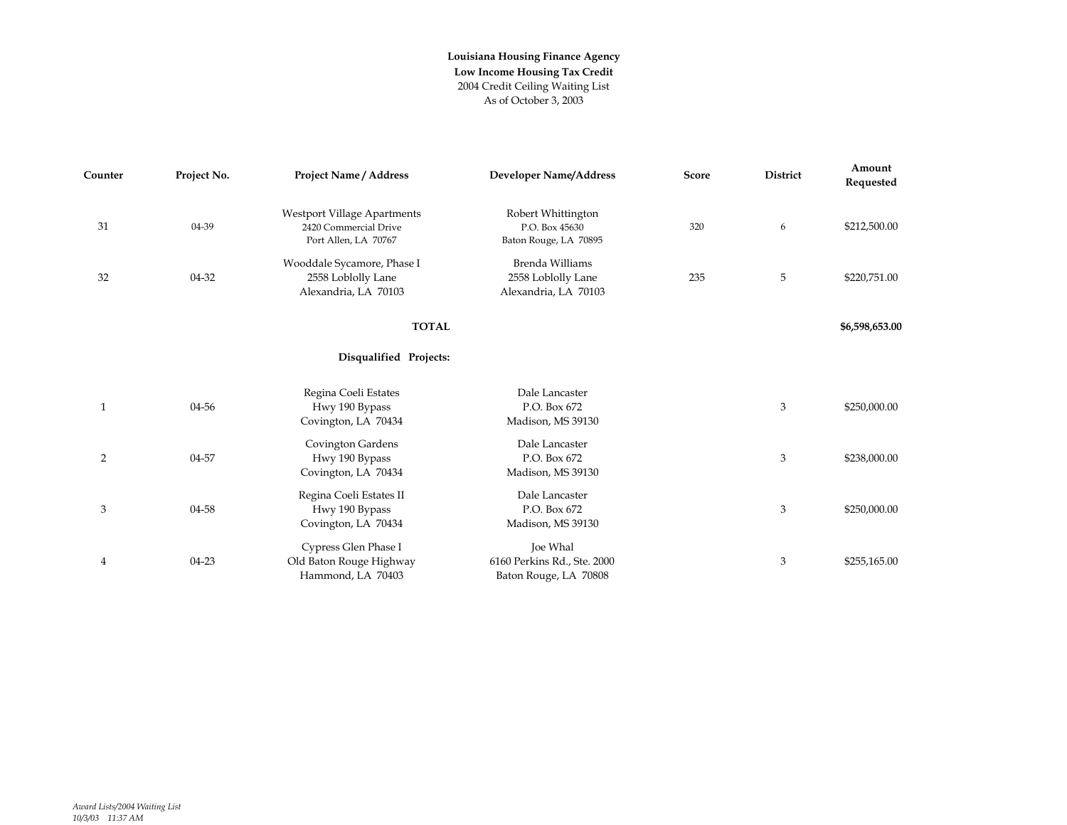**Louisiana Housing Finance Agency**
**Low Income Housing Tax Credit**
2004 Credit Ceiling Waiting List
As of October 3, 2003

| Counter | Project No. | Project Name / Address | Developer Name/Address | Score | District | Amount Requested |
|---|---|---|---|---|---|---|
| 31 | 04-39 | Westport Village Apartments<br>2420 Commercial Drive<br>Port Allen, LA 70767 | Robert Whittington<br>P.O. Box 45630<br>Baton Rouge, LA 70895 | 320 | 6 | $212,500.00 |
| 32 | 04-32 | Wooddale Sycamore, Phase I<br>2558 Loblolly Lane<br>Alexandria, LA 70103 | Brenda Williams<br>2558 Loblolly Lane<br>Alexandria, LA 70103 | 235 | 5 | $220,751.00 |
| | | **TOTAL** | | | | **$6,598,653.00** |
| | | **Disqualified Projects:** | | | | |
| 1 | 04-56 | Regina Coeli Estates<br>Hwy 190 Bypass<br>Covington, LA 70434 | Dale Lancaster<br>P.O. Box 672<br>Madison, MS 39130 | | 3 | $250,000.00 |
| 2 | 04-57 | Covington Gardens<br>Hwy 190 Bypass<br>Covington, LA 70434 | Dale Lancaster<br>P.O. Box 672<br>Madison, MS 39130 | | 3 | $238,000.00 |
| 3 | 04-58 | Regina Coeli Estates II<br>Hwy 190 Bypass<br>Covington, LA 70434 | Dale Lancaster<br>P.O. Box 672<br>Madison, MS 39130 | | 3 | $250,000.00 |
| 4 | 04-23 | Cypress Glen Phase I<br>Old Baton Rouge Highway<br>Hammond, LA 70403 | Joe Whal<br>6160 Perkins Rd., Ste. 2000<br>Baton Rouge, LA 70808 | | 3 | $255,165.00 |

*Award Lists/2004 Waiting List*
*10/3/03 11:37 AM*